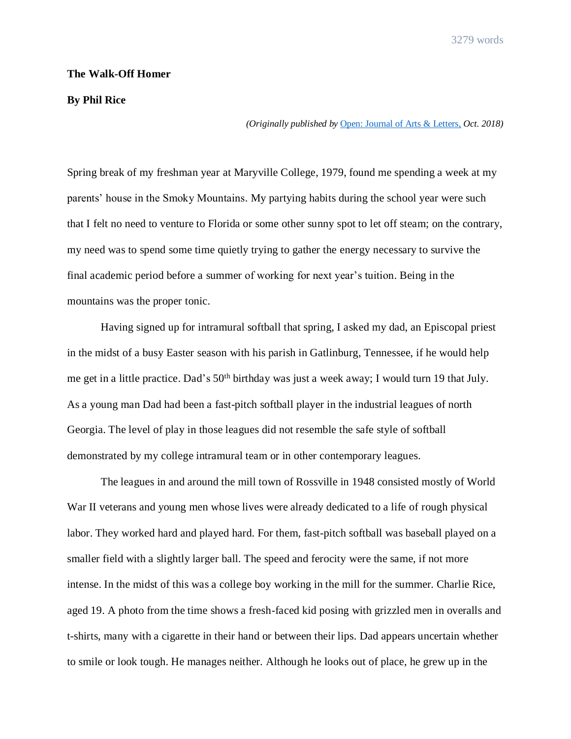3279 words

**The Walk-Off Homer**

**By Phil Rice**

*(Originally published by* [Open: Journal of Arts & Letters,]() *Oct. 2018)*

Spring break of my freshman year at Maryville College, 1979, found me spending a week at my parents' house in the Smoky Mountains. My partying habits during the school year were such that I felt no need to venture to Florida or some other sunny spot to let off steam; on the contrary, my need was to spend some time quietly trying to gather the energy necessary to survive the final academic period before a summer of working for next year's tuition. Being in the mountains was the proper tonic.

Having signed up for intramural softball that spring, I asked my dad, an Episcopal priest in the midst of a busy Easter season with his parish in Gatlinburg, Tennessee, if he would help me get in a little practice. Dad's 50th birthday was just a week away; I would turn 19 that July. As a young man Dad had been a fast-pitch softball player in the industrial leagues of north Georgia. The level of play in those leagues did not resemble the safe style of softball demonstrated by my college intramural team or in other contemporary leagues.

The leagues in and around the mill town of Rossville in 1948 consisted mostly of World War II veterans and young men whose lives were already dedicated to a life of rough physical labor. They worked hard and played hard. For them, fast-pitch softball was baseball played on a smaller field with a slightly larger ball. The speed and ferocity were the same, if not more intense. In the midst of this was a college boy working in the mill for the summer. Charlie Rice, aged 19. A photo from the time shows a fresh-faced kid posing with grizzled men in overalls and t-shirts, many with a cigarette in their hand or between their lips. Dad appears uncertain whether to smile or look tough. He manages neither. Although he looks out of place, he grew up in the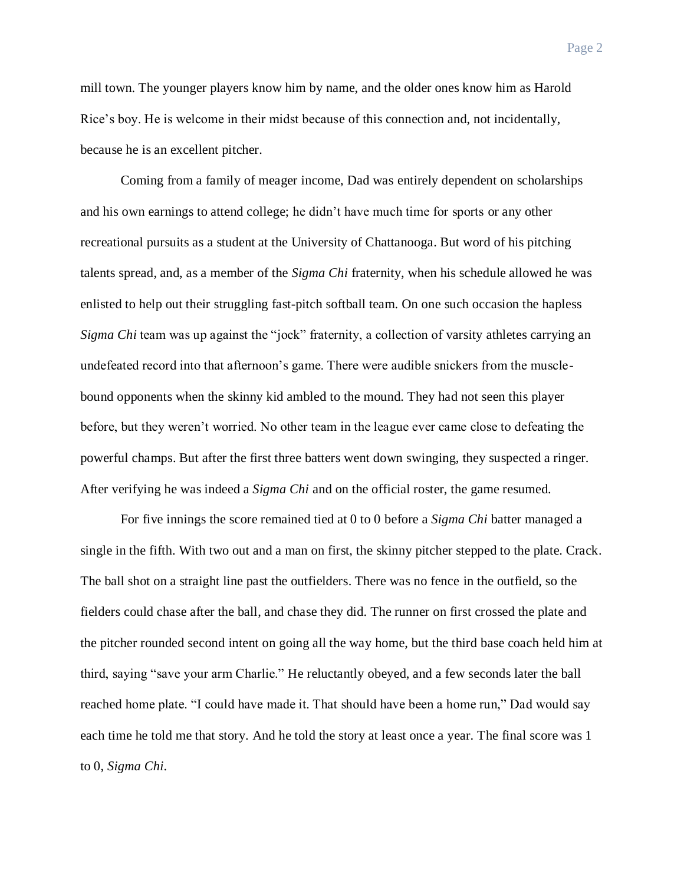mill town. The younger players know him by name, and the older ones know him as Harold Rice's boy. He is welcome in their midst because of this connection and, not incidentally, because he is an excellent pitcher.

Coming from a family of meager income, Dad was entirely dependent on scholarships and his own earnings to attend college; he didn't have much time for sports or any other recreational pursuits as a student at the University of Chattanooga. But word of his pitching talents spread, and, as a member of the *Sigma Chi* fraternity, when his schedule allowed he was enlisted to help out their struggling fast-pitch softball team. On one such occasion the hapless *Sigma Chi* team was up against the "jock" fraternity, a collection of varsity athletes carrying an undefeated record into that afternoon's game. There were audible snickers from the muscle-bound opponents when the skinny kid ambled to the mound. They had not seen this player before, but they weren't worried. No other team in the league ever came close to defeating the powerful champs. But after the first three batters went down swinging, they suspected a ringer. After verifying he was indeed a *Sigma Chi* and on the official roster, the game resumed.

For five innings the score remained tied at 0 to 0 before a *Sigma Chi* batter managed a single in the fifth. With two out and a man on first, the skinny pitcher stepped to the plate. Crack. The ball shot on a straight line past the outfielders. There was no fence in the outfield, so the fielders could chase after the ball, and chase they did. The runner on first crossed the plate and the pitcher rounded second intent on going all the way home, but the third base coach held him at third, saying "save your arm Charlie." He reluctantly obeyed, and a few seconds later the ball reached home plate. "I could have made it. That should have been a home run," Dad would say each time he told me that story. And he told the story at least once a year. The final score was 1 to 0, *Sigma Chi*.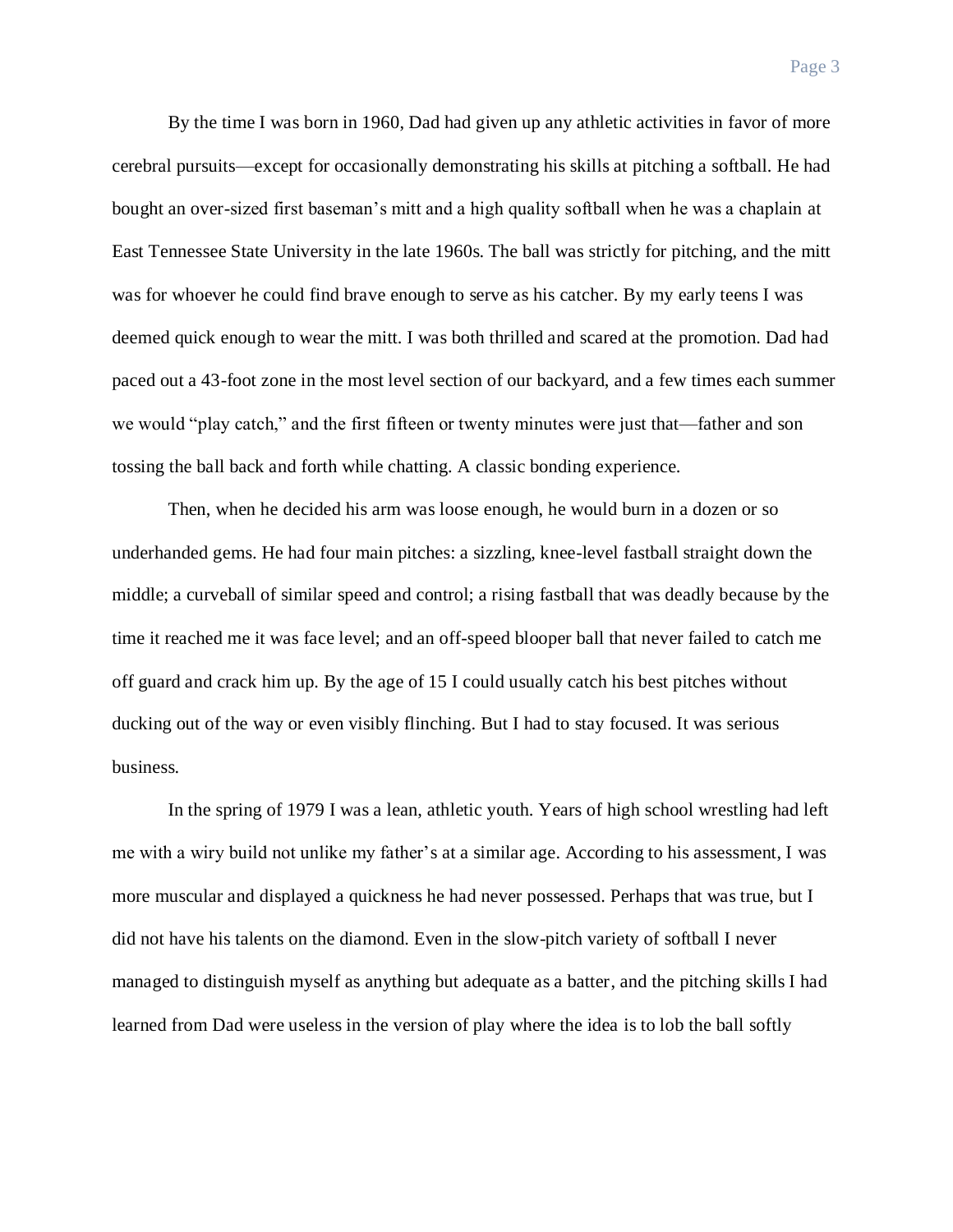By the time I was born in 1960, Dad had given up any athletic activities in favor of more cerebral pursuits—except for occasionally demonstrating his skills at pitching a softball. He had bought an over-sized first baseman's mitt and a high quality softball when he was a chaplain at East Tennessee State University in the late 1960s. The ball was strictly for pitching, and the mitt was for whoever he could find brave enough to serve as his catcher. By my early teens I was deemed quick enough to wear the mitt. I was both thrilled and scared at the promotion. Dad had paced out a 43-foot zone in the most level section of our backyard, and a few times each summer we would "play catch," and the first fifteen or twenty minutes were just that—father and son tossing the ball back and forth while chatting. A classic bonding experience.

Then, when he decided his arm was loose enough, he would burn in a dozen or so underhanded gems. He had four main pitches: a sizzling, knee-level fastball straight down the middle; a curveball of similar speed and control; a rising fastball that was deadly because by the time it reached me it was face level; and an off-speed blooper ball that never failed to catch me off guard and crack him up. By the age of 15 I could usually catch his best pitches without ducking out of the way or even visibly flinching. But I had to stay focused. It was serious business.

In the spring of 1979 I was a lean, athletic youth. Years of high school wrestling had left me with a wiry build not unlike my father's at a similar age. According to his assessment, I was more muscular and displayed a quickness he had never possessed. Perhaps that was true, but I did not have his talents on the diamond. Even in the slow-pitch variety of softball I never managed to distinguish myself as anything but adequate as a batter, and the pitching skills I had learned from Dad were useless in the version of play where the idea is to lob the ball softly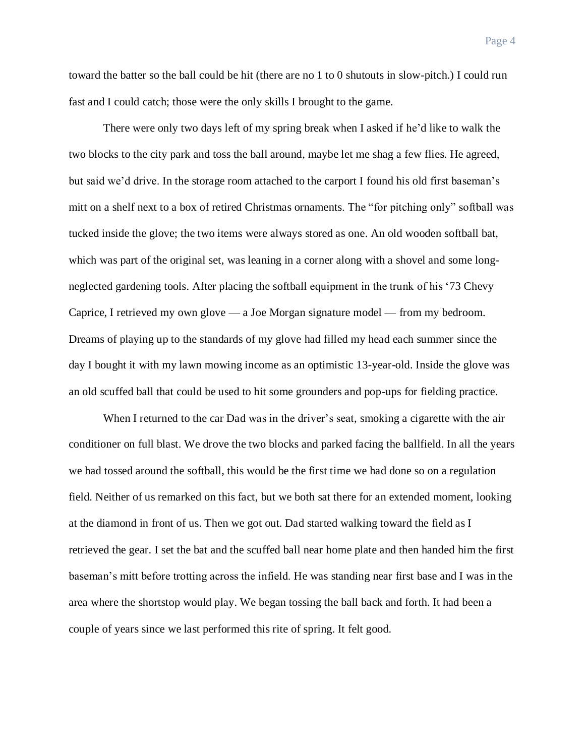toward the batter so the ball could be hit (there are no 1 to 0 shutouts in slow-pitch.) I could run fast and I could catch; those were the only skills I brought to the game.

There were only two days left of my spring break when I asked if he'd like to walk the two blocks to the city park and toss the ball around, maybe let me shag a few flies. He agreed, but said we'd drive. In the storage room attached to the carport I found his old first baseman's mitt on a shelf next to a box of retired Christmas ornaments. The "for pitching only" softball was tucked inside the glove; the two items were always stored as one. An old wooden softball bat, which was part of the original set, was leaning in a corner along with a shovel and some long-neglected gardening tools. After placing the softball equipment in the trunk of his '73 Chevy Caprice, I retrieved my own glove — a Joe Morgan signature model — from my bedroom. Dreams of playing up to the standards of my glove had filled my head each summer since the day I bought it with my lawn mowing income as an optimistic 13-year-old. Inside the glove was an old scuffed ball that could be used to hit some grounders and pop-ups for fielding practice.

When I returned to the car Dad was in the driver's seat, smoking a cigarette with the air conditioner on full blast. We drove the two blocks and parked facing the ballfield. In all the years we had tossed around the softball, this would be the first time we had done so on a regulation field. Neither of us remarked on this fact, but we both sat there for an extended moment, looking at the diamond in front of us. Then we got out. Dad started walking toward the field as I retrieved the gear. I set the bat and the scuffed ball near home plate and then handed him the first baseman's mitt before trotting across the infield. He was standing near first base and I was in the area where the shortstop would play. We began tossing the ball back and forth. It had been a couple of years since we last performed this rite of spring. It felt good.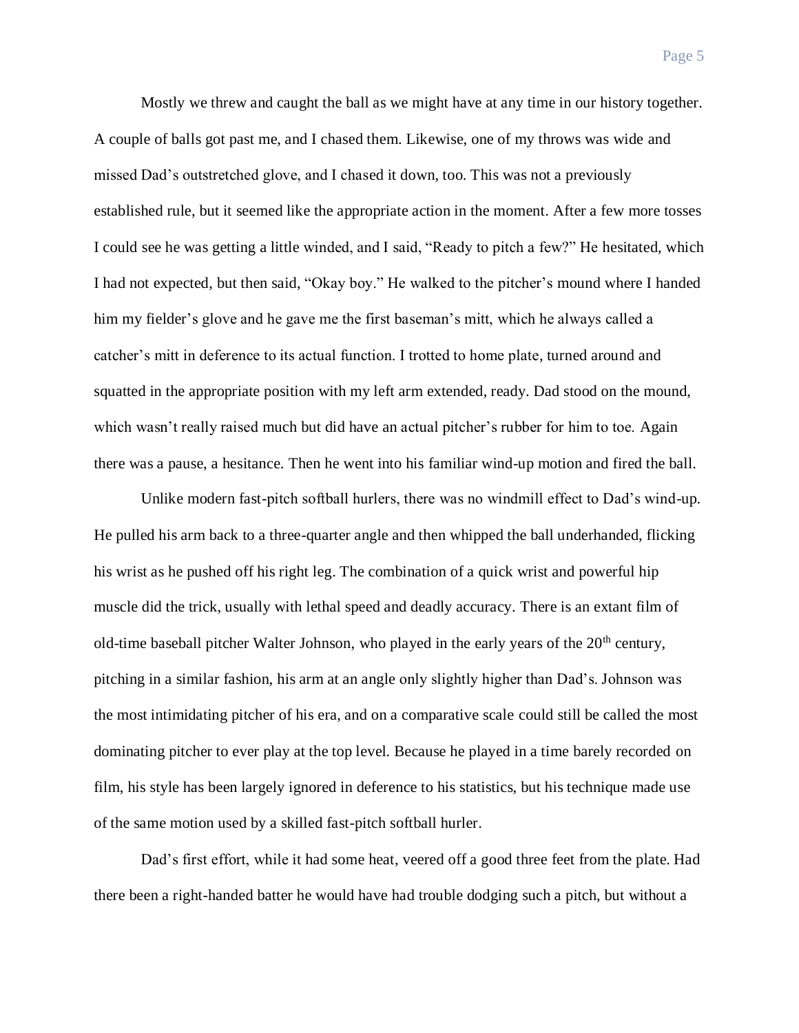Mostly we threw and caught the ball as we might have at any time in our history together. A couple of balls got past me, and I chased them. Likewise, one of my throws was wide and missed Dad's outstretched glove, and I chased it down, too. This was not a previously established rule, but it seemed like the appropriate action in the moment. After a few more tosses I could see he was getting a little winded, and I said, "Ready to pitch a few?" He hesitated, which I had not expected, but then said, "Okay boy." He walked to the pitcher's mound where I handed him my fielder's glove and he gave me the first baseman's mitt, which he always called a catcher's mitt in deference to its actual function. I trotted to home plate, turned around and squatted in the appropriate position with my left arm extended, ready. Dad stood on the mound, which wasn't really raised much but did have an actual pitcher's rubber for him to toe. Again there was a pause, a hesitance. Then he went into his familiar wind-up motion and fired the ball.

Unlike modern fast-pitch softball hurlers, there was no windmill effect to Dad's wind-up. He pulled his arm back to a three-quarter angle and then whipped the ball underhanded, flicking his wrist as he pushed off his right leg. The combination of a quick wrist and powerful hip muscle did the trick, usually with lethal speed and deadly accuracy. There is an extant film of old-time baseball pitcher Walter Johnson, who played in the early years of the 20th century, pitching in a similar fashion, his arm at an angle only slightly higher than Dad's. Johnson was the most intimidating pitcher of his era, and on a comparative scale could still be called the most dominating pitcher to ever play at the top level. Because he played in a time barely recorded on film, his style has been largely ignored in deference to his statistics, but his technique made use of the same motion used by a skilled fast-pitch softball hurler.

Dad's first effort, while it had some heat, veered off a good three feet from the plate. Had there been a right-handed batter he would have had trouble dodging such a pitch, but without a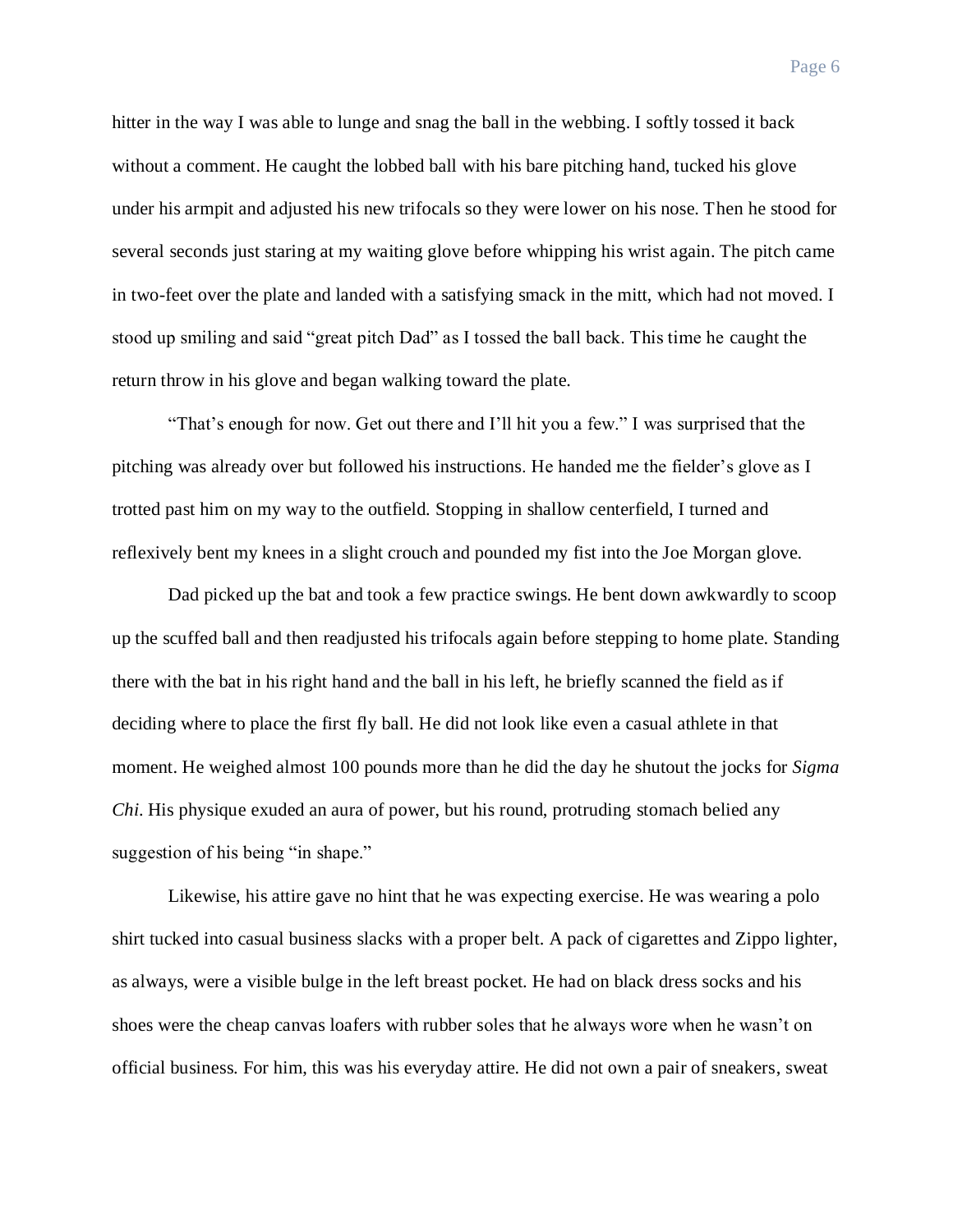hitter in the way I was able to lunge and snag the ball in the webbing. I softly tossed it back without a comment. He caught the lobbed ball with his bare pitching hand, tucked his glove under his armpit and adjusted his new trifocals so they were lower on his nose. Then he stood for several seconds just staring at my waiting glove before whipping his wrist again. The pitch came in two-feet over the plate and landed with a satisfying smack in the mitt, which had not moved. I stood up smiling and said "great pitch Dad" as I tossed the ball back. This time he caught the return throw in his glove and began walking toward the plate.

"That's enough for now. Get out there and I'll hit you a few." I was surprised that the pitching was already over but followed his instructions. He handed me the fielder's glove as I trotted past him on my way to the outfield. Stopping in shallow centerfield, I turned and reflexively bent my knees in a slight crouch and pounded my fist into the Joe Morgan glove.

Dad picked up the bat and took a few practice swings. He bent down awkwardly to scoop up the scuffed ball and then readjusted his trifocals again before stepping to home plate. Standing there with the bat in his right hand and the ball in his left, he briefly scanned the field as if deciding where to place the first fly ball. He did not look like even a casual athlete in that moment. He weighed almost 100 pounds more than he did the day he shutout the jocks for *Sigma Chi*. His physique exuded an aura of power, but his round, protruding stomach belied any suggestion of his being "in shape."

Likewise, his attire gave no hint that he was expecting exercise. He was wearing a polo shirt tucked into casual business slacks with a proper belt. A pack of cigarettes and Zippo lighter, as always, were a visible bulge in the left breast pocket. He had on black dress socks and his shoes were the cheap canvas loafers with rubber soles that he always wore when he wasn't on official business. For him, this was his everyday attire. He did not own a pair of sneakers, sweat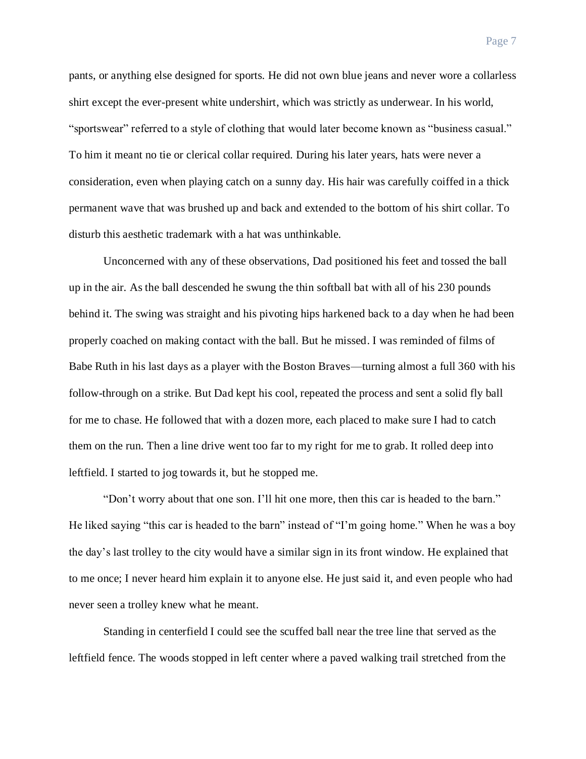pants, or anything else designed for sports. He did not own blue jeans and never wore a collarless shirt except the ever-present white undershirt, which was strictly as underwear. In his world, "sportswear" referred to a style of clothing that would later become known as "business casual." To him it meant no tie or clerical collar required. During his later years, hats were never a consideration, even when playing catch on a sunny day. His hair was carefully coiffed in a thick permanent wave that was brushed up and back and extended to the bottom of his shirt collar. To disturb this aesthetic trademark with a hat was unthinkable.

Unconcerned with any of these observations, Dad positioned his feet and tossed the ball up in the air. As the ball descended he swung the thin softball bat with all of his 230 pounds behind it. The swing was straight and his pivoting hips harkened back to a day when he had been properly coached on making contact with the ball. But he missed. I was reminded of films of Babe Ruth in his last days as a player with the Boston Braves—turning almost a full 360 with his follow-through on a strike. But Dad kept his cool, repeated the process and sent a solid fly ball for me to chase. He followed that with a dozen more, each placed to make sure I had to catch them on the run. Then a line drive went too far to my right for me to grab. It rolled deep into leftfield. I started to jog towards it, but he stopped me.

"Don't worry about that one son. I'll hit one more, then this car is headed to the barn." He liked saying "this car is headed to the barn" instead of "I'm going home." When he was a boy the day's last trolley to the city would have a similar sign in its front window. He explained that to me once; I never heard him explain it to anyone else. He just said it, and even people who had never seen a trolley knew what he meant.

Standing in centerfield I could see the scuffed ball near the tree line that served as the leftfield fence. The woods stopped in left center where a paved walking trail stretched from the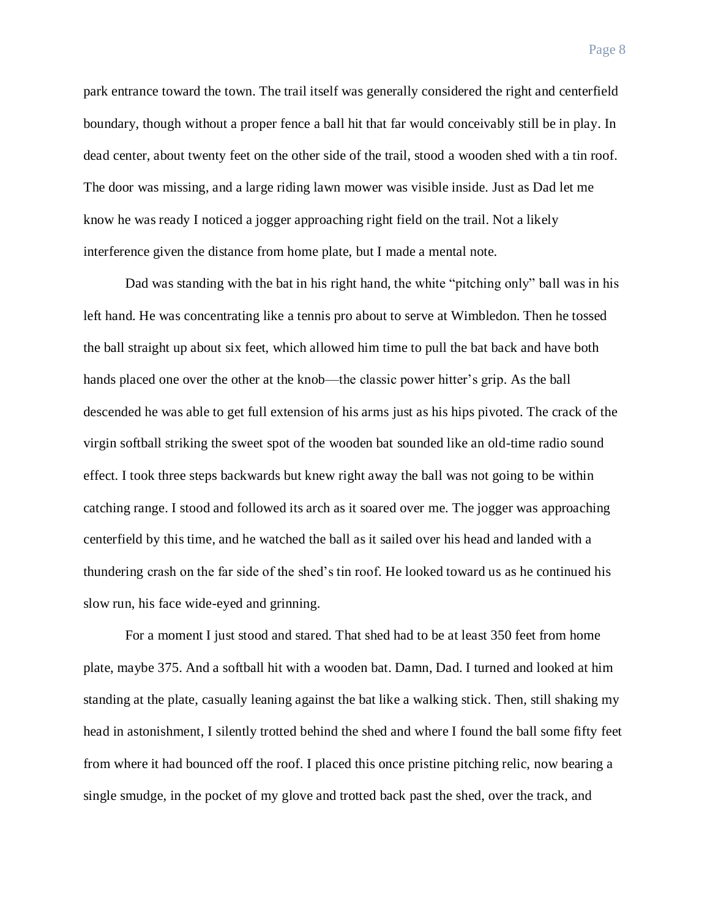park entrance toward the town. The trail itself was generally considered the right and centerfield boundary, though without a proper fence a ball hit that far would conceivably still be in play. In dead center, about twenty feet on the other side of the trail, stood a wooden shed with a tin roof. The door was missing, and a large riding lawn mower was visible inside. Just as Dad let me know he was ready I noticed a jogger approaching right field on the trail. Not a likely interference given the distance from home plate, but I made a mental note.

Dad was standing with the bat in his right hand, the white "pitching only" ball was in his left hand. He was concentrating like a tennis pro about to serve at Wimbledon. Then he tossed the ball straight up about six feet, which allowed him time to pull the bat back and have both hands placed one over the other at the knob—the classic power hitter's grip. As the ball descended he was able to get full extension of his arms just as his hips pivoted. The crack of the virgin softball striking the sweet spot of the wooden bat sounded like an old-time radio sound effect. I took three steps backwards but knew right away the ball was not going to be within catching range. I stood and followed its arch as it soared over me. The jogger was approaching centerfield by this time, and he watched the ball as it sailed over his head and landed with a thundering crash on the far side of the shed's tin roof. He looked toward us as he continued his slow run, his face wide-eyed and grinning.

For a moment I just stood and stared. That shed had to be at least 350 feet from home plate, maybe 375. And a softball hit with a wooden bat. Damn, Dad. I turned and looked at him standing at the plate, casually leaning against the bat like a walking stick. Then, still shaking my head in astonishment, I silently trotted behind the shed and where I found the ball some fifty feet from where it had bounced off the roof. I placed this once pristine pitching relic, now bearing a single smudge, in the pocket of my glove and trotted back past the shed, over the track, and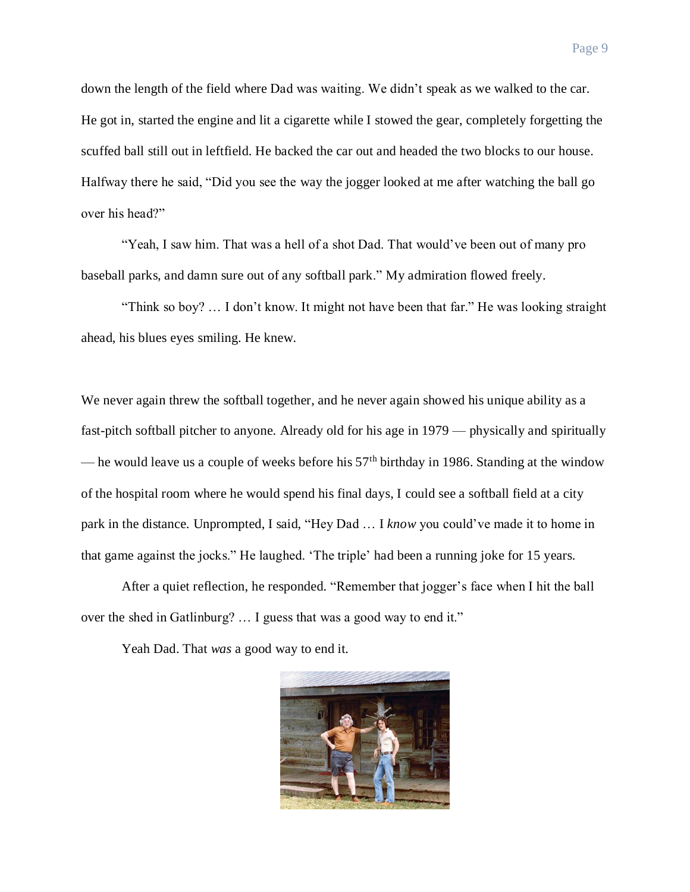down the length of the field where Dad was waiting. We didn't speak as we walked to the car. He got in, started the engine and lit a cigarette while I stowed the gear, completely forgetting the scuffed ball still out in leftfield. He backed the car out and headed the two blocks to our house. Halfway there he said, "Did you see the way the jogger looked at me after watching the ball go over his head?"

"Yeah, I saw him. That was a hell of a shot Dad. That would've been out of many pro baseball parks, and damn sure out of any softball park." My admiration flowed freely.

"Think so boy? … I don't know. It might not have been that far." He was looking straight ahead, his blues eyes smiling. He knew.

We never again threw the softball together, and he never again showed his unique ability as a fast-pitch softball pitcher to anyone. Already old for his age in 1979 — physically and spiritually — he would leave us a couple of weeks before his 57th birthday in 1986. Standing at the window of the hospital room where he would spend his final days, I could see a softball field at a city park in the distance. Unprompted, I said, "Hey Dad … I *know* you could've made it to home in that game against the jocks." He laughed. 'The triple' had been a running joke for 15 years.

After a quiet reflection, he responded. "Remember that jogger's face when I hit the ball over the shed in Gatlinburg? … I guess that was a good way to end it."

Yeah Dad. That *was* a good way to end it.